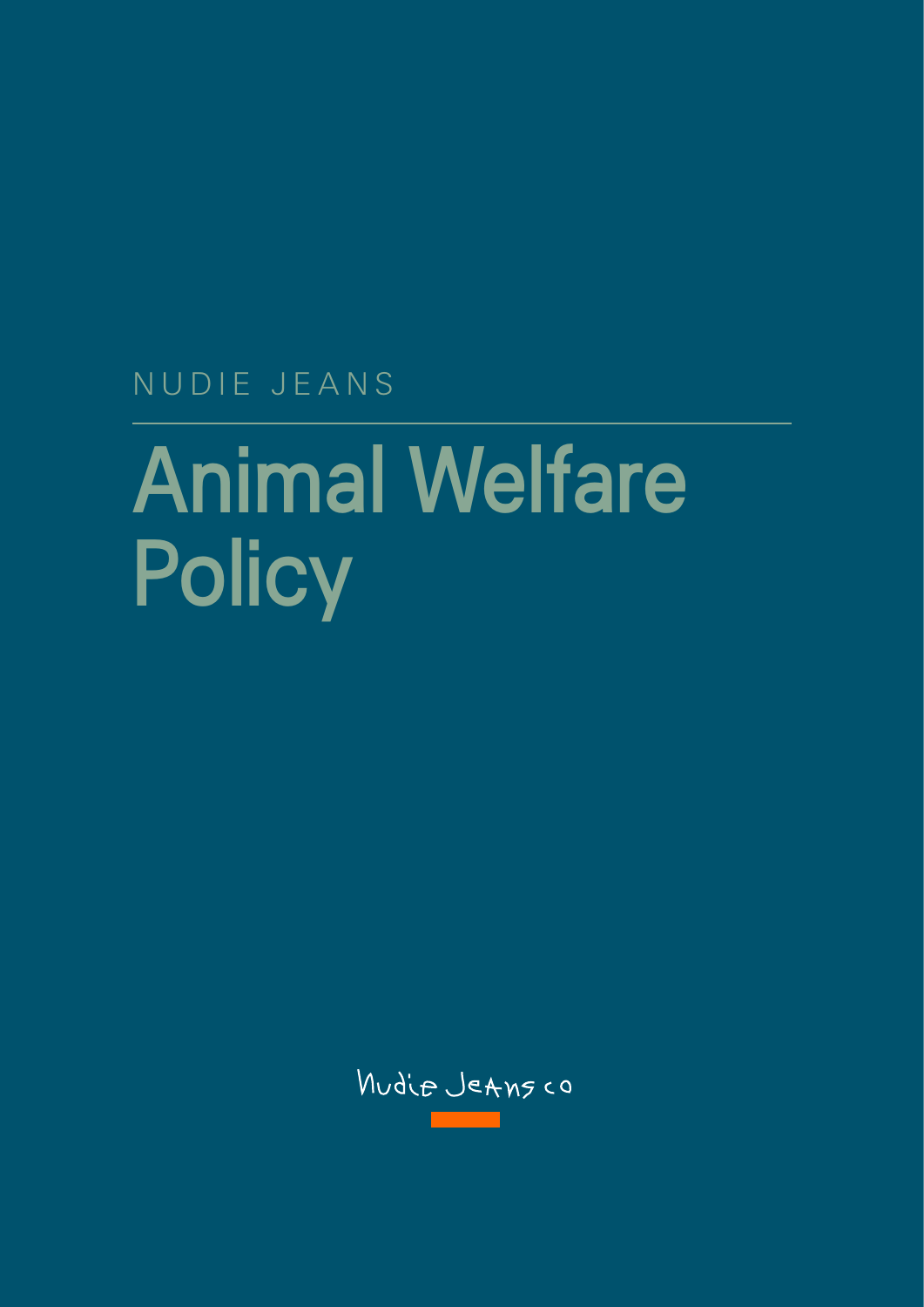NUDIE JEANS

# Animal Welfare Policy

Nudie Jeans co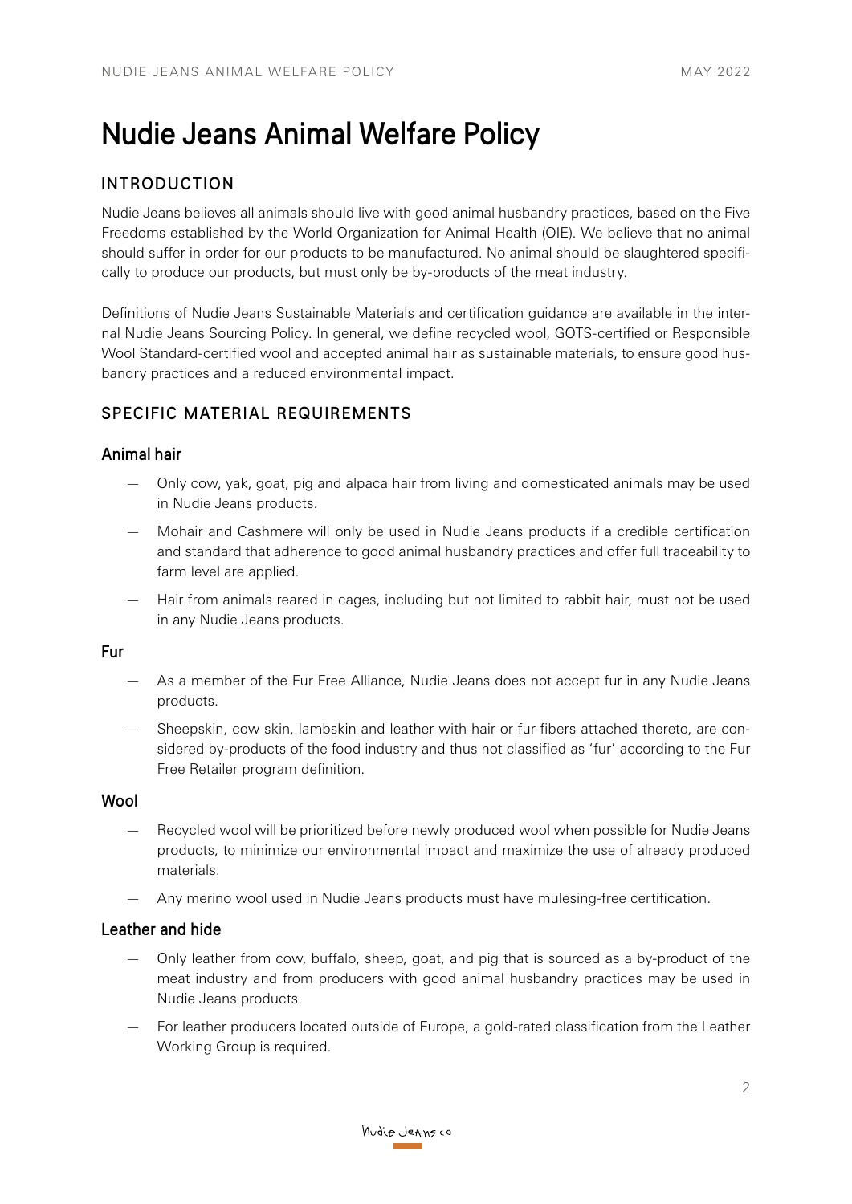# Nudie Jeans Animal Welfare Policy

## INTRODUCTION

Nudie Jeans believes all animals should live with good animal husbandry practices, based on the Five Freedoms established by the World Organization for Animal Health (OIE). We believe that no animal should suffer in order for our products to be manufactured. No animal should be slaughtered specifically to produce our products, but must only be by-products of the meat industry.

Definitions of Nudie Jeans Sustainable Materials and certification guidance are available in the internal Nudie Jeans Sourcing Policy. In general, we define recycled wool, GOTS-certified or Responsible Wool Standard-certified wool and accepted animal hair as sustainable materials, to ensure good husbandry practices and a reduced environmental impact.

## SPECIFIC MATERIAL REQUIREMENTS

### Animal hair

- Only cow, yak, goat, pig and alpaca hair from living and domesticated animals may be used in Nudie Jeans products.
- Mohair and Cashmere will only be used in Nudie Jeans products if a credible certification and standard that adherence to good animal husbandry practices and offer full traceability to farm level are applied.
- Hair from animals reared in cages, including but not limited to rabbit hair, must not be used in any Nudie Jeans products.

### Fur

- As a member of the Fur Free Alliance, Nudie Jeans does not accept fur in any Nudie Jeans products.
- Sheepskin, cow skin, lambskin and leather with hair or fur fibers attached thereto, are considered by-products of the food industry and thus not classified as 'fur' according to the Fur Free Retailer program definition.

### Wool

- Recycled wool will be prioritized before newly produced wool when possible for Nudie Jeans products, to minimize our environmental impact and maximize the use of already produced materials.
- Any merino wool used in Nudie Jeans products must have mulesing-free certification.

### Leather and hide

- Only leather from cow, buffalo, sheep, goat, and pig that is sourced as a by-product of the meat industry and from producers with good animal husbandry practices may be used in Nudie Jeans products.
- For leather producers located outside of Europe, a gold-rated classification from the Leather Working Group is required.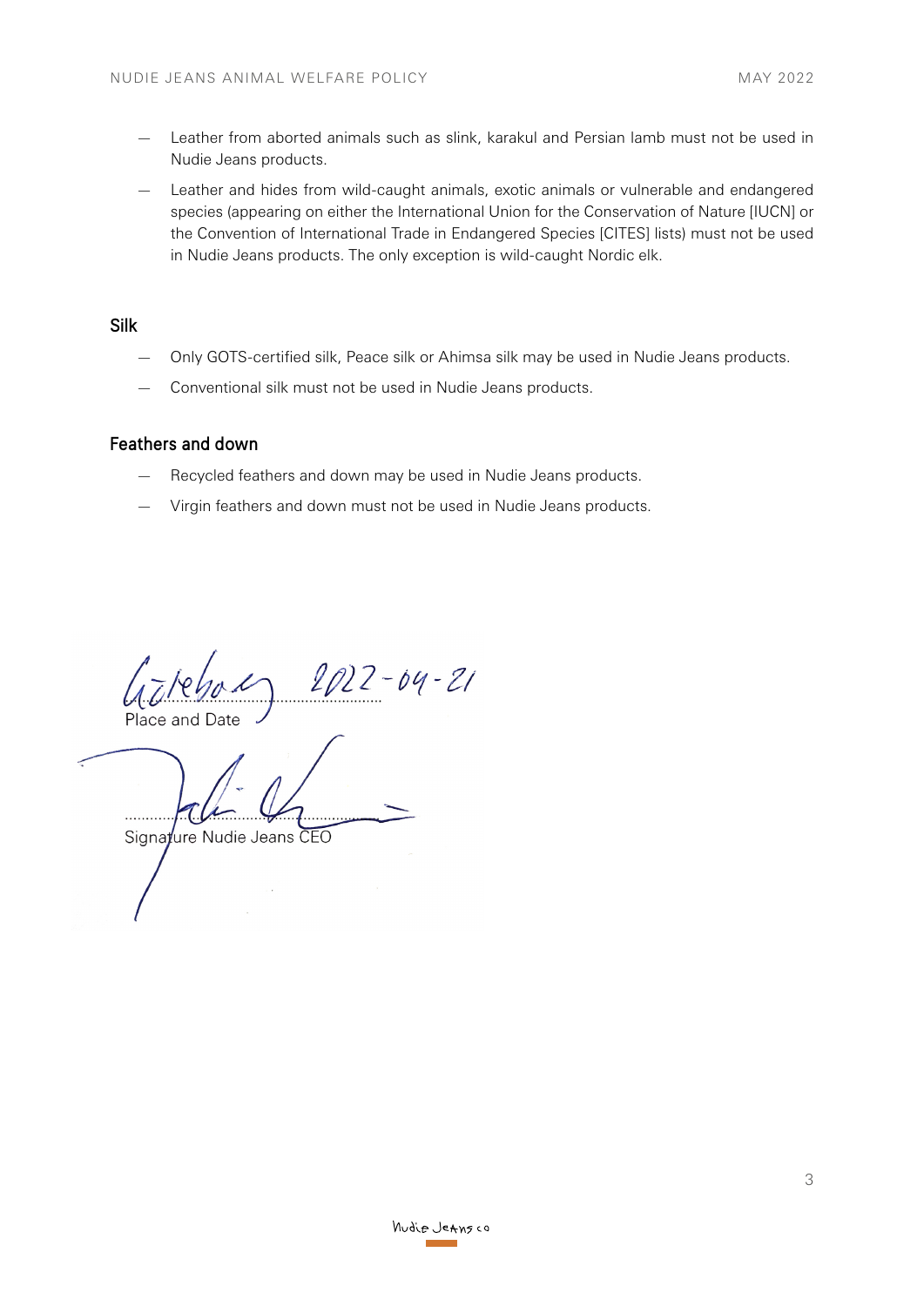— Leather from aborted animals such as slink, karakul and Persian lamb must not be used in Nudie Jeans products.

— Leather and hides from wild-caught animals, exotic animals or vulnerable and endangered species (appearing on either the International Union for the Conservation of Nature [IUCN] or the Convention of International Trade in Endangered Species [CITES] lists) must not be used in Nudie Jeans products. The only exception is wild-caught Nordic elk.

## Silk

— Only GOTS-certified silk, Peace silk or Ahimsa silk may be used in Nudie Jeans products.

— Conventional silk must not be used in Nudie Jeans products.

## Feathers and down

— Recycled feathers and down may be used in Nudie Jeans products.

— Virgin feathers and down must not be used in Nudie Jeans products.

Göteborg 2022-04-21

Place and Date

Signature Nudie Jeans CEO